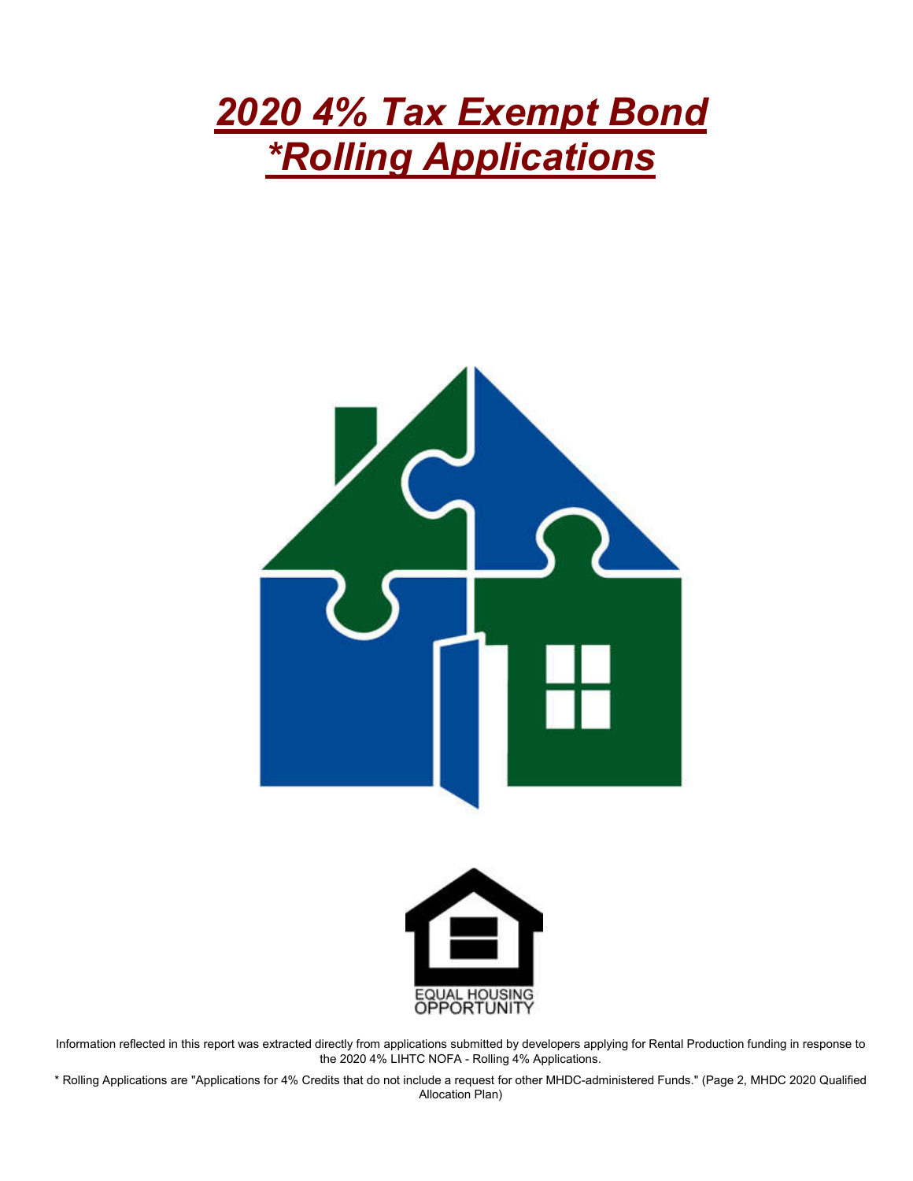# *2020 4% Tax Exempt Bond*
# *\*Rolling Applications*

EQUAL HOUSING OPPORTUNITY

Information reflected in this report was extracted directly from applications submitted by developers applying for Rental Production funding in response to the 2020 4% LIHTC NOFA - Rolling 4% Applications.

* Rolling Applications are "Applications for 4% Credits that do not include a request for other MHDC-administered Funds." (Page 2, MHDC 2020 Qualified Allocation Plan)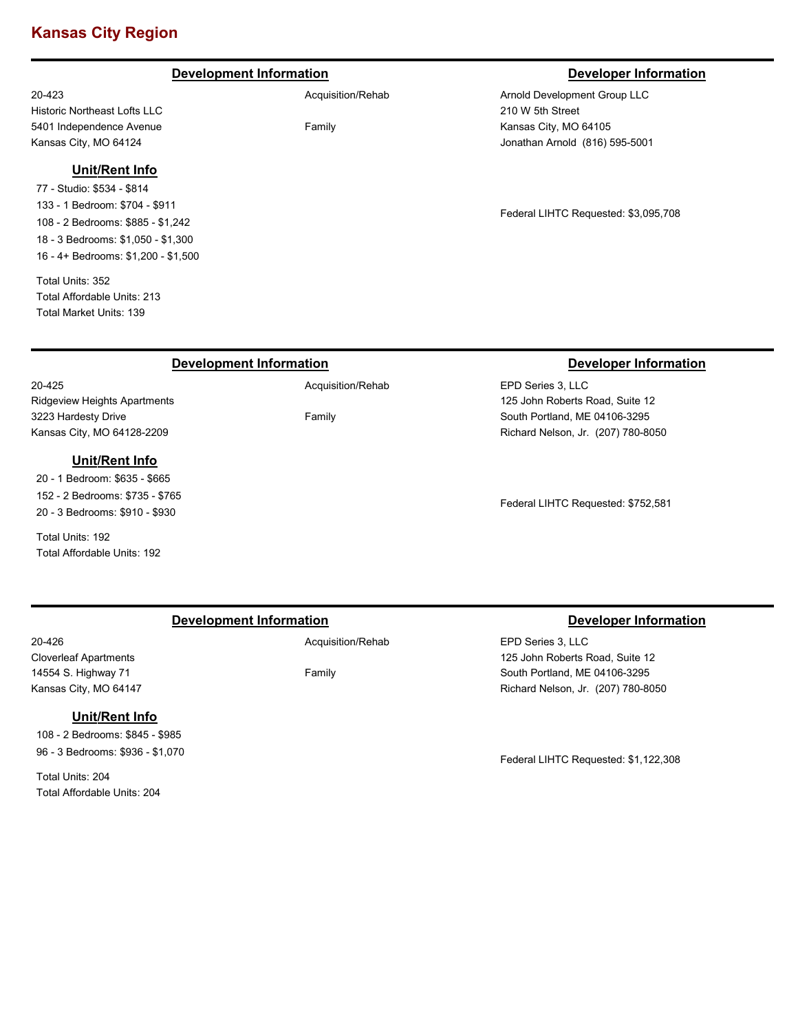# Kansas City Region

### Development Information

20-423
Historic Northeast Lofts LLC
5401 Independence Avenue
Kansas City, MO 64124

Acquisition/Rehab

Family

#### Unit/Rent Info

- 77 - Studio: $534 - $814
- 133 - 1 Bedroom: $704 - $911
- 108 - 2 Bedrooms: $885 - $1,242
- 18 - 3 Bedrooms: $1,050 - $1,300
- 16 - 4+ Bedrooms: $1,200 - $1,500

Total Units: 352
Total Affordable Units: 213
Total Market Units: 139

### Developer Information

Arnold Development Group LLC
210 W 5th Street
Kansas City, MO 64105
Jonathan Arnold (816) 595-5001

Federal LIHTC Requested: $3,095,708

---

### Development Information

20-425
Ridgeview Heights Apartments
3223 Hardesty Drive
Kansas City, MO 64128-2209

Acquisition/Rehab

Family

#### Unit/Rent Info

- 20 - 1 Bedroom: $635 - $665
- 152 - 2 Bedrooms: $735 - $765
- 20 - 3 Bedrooms: $910 - $930

Total Units: 192
Total Affordable Units: 192

### Developer Information

EPD Series 3, LLC
125 John Roberts Road, Suite 12
South Portland, ME 04106-3295
Richard Nelson, Jr. (207) 780-8050

Federal LIHTC Requested: $752,581

---

### Development Information

20-426
Cloverleaf Apartments
14554 S. Highway 71
Kansas City, MO 64147

Acquisition/Rehab

Family

#### Unit/Rent Info

- 108 - 2 Bedrooms: $845 - $985
- 96 - 3 Bedrooms: $936 - $1,070

Total Units: 204
Total Affordable Units: 204

### Developer Information

EPD Series 3, LLC
125 John Roberts Road, Suite 12
South Portland, ME 04106-3295
Richard Nelson, Jr. (207) 780-8050

Federal LIHTC Requested: $1,122,308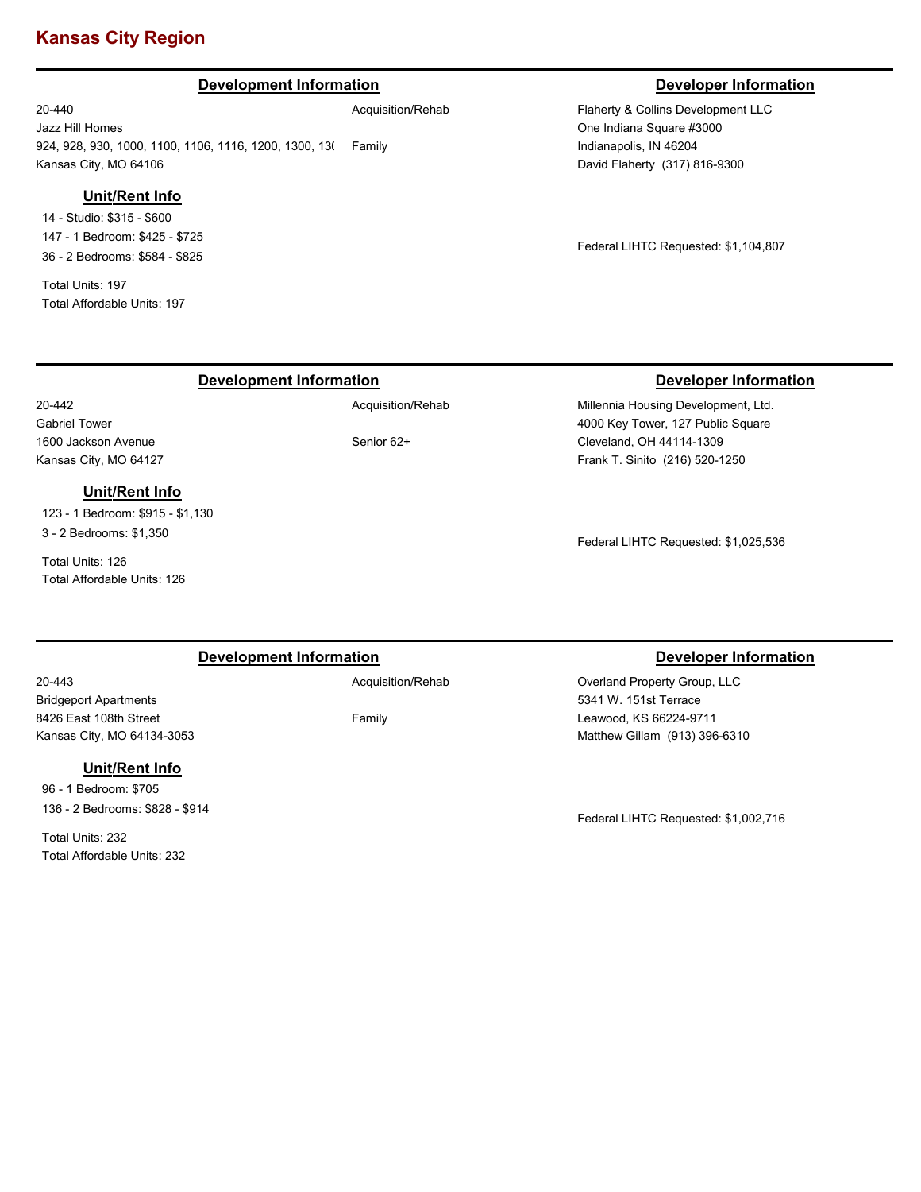# Kansas City Region

## Development Information

20-440
Jazz Hill Homes
924, 928, 930, 1000, 1100, 1106, 1116, 1200, 1300, 13(
Kansas City, MO 64106

Acquisition/Rehab

Family

### Unit/Rent Info

14 - Studio: $315 - $600
147 - 1 Bedroom: $425 - $725
36 - 2 Bedrooms: $584 - $825

Total Units: 197
Total Affordable Units: 197

## Developer Information

Flaherty & Collins Development LLC
One Indiana Square #3000
Indianapolis, IN 46204
David Flaherty (317) 816-9300

Federal LIHTC Requested: $1,104,807

---

## Development Information

20-442
Gabriel Tower
1600 Jackson Avenue
Kansas City, MO 64127

Acquisition/Rehab

Senior 62+

### Unit/Rent Info

123 - 1 Bedroom: $915 - $1,130
3 - 2 Bedrooms: $1,350

Total Units: 126
Total Affordable Units: 126

## Developer Information

Millennia Housing Development, Ltd.
4000 Key Tower, 127 Public Square
Cleveland, OH 44114-1309
Frank T. Sinito (216) 520-1250

Federal LIHTC Requested: $1,025,536

---

## Development Information

20-443
Bridgeport Apartments
8426 East 108th Street
Kansas City, MO 64134-3053

Acquisition/Rehab

Family

### Unit/Rent Info

96 - 1 Bedroom: $705
136 - 2 Bedrooms: $828 - $914

Total Units: 232
Total Affordable Units: 232

## Developer Information

Overland Property Group, LLC
5341 W. 151st Terrace
Leawood, KS 66224-9711
Matthew Gillam (913) 396-6310

Federal LIHTC Requested: $1,002,716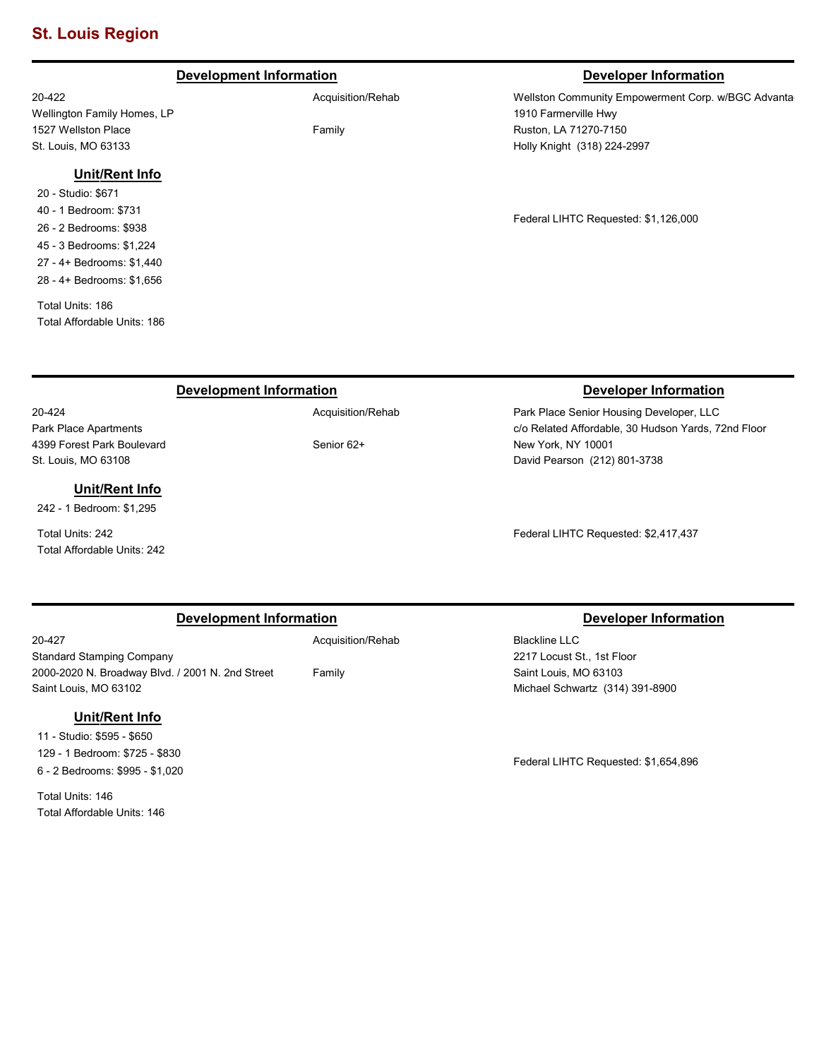## St. Louis Region

### Development Information

20-422
Wellington Family Homes, LP
1527 Wellston Place
St. Louis, MO 63133

Acquisition/Rehab

Family

#### Unit/Rent Info

- 20 - Studio: $671
- 40 - 1 Bedroom: $731
- 26 - 2 Bedrooms: $938
- 45 - 3 Bedrooms: $1,224
- 27 - 4+ Bedrooms: $1,440
- 28 - 4+ Bedrooms: $1,656

Total Units: 186
Total Affordable Units: 186

### Developer Information

Wellston Community Empowerment Corp. w/BGC Advanta
1910 Farmerville Hwy
Ruston, LA 71270-7150
Holly Knight (318) 224-2997

Federal LIHTC Requested: $1,126,000

---

### Development Information

20-424
Park Place Apartments
4399 Forest Park Boulevard
St. Louis, MO 63108

Acquisition/Rehab

Senior 62+

#### Unit/Rent Info

- 242 - 1 Bedroom: $1,295

Total Units: 242
Total Affordable Units: 242

### Developer Information

Park Place Senior Housing Developer, LLC
c/o Related Affordable, 30 Hudson Yards, 72nd Floor
New York, NY 10001
David Pearson (212) 801-3738

Federal LIHTC Requested: $2,417,437

---

### Development Information

20-427
Standard Stamping Company
2000-2020 N. Broadway Blvd. / 2001 N. 2nd Street
Saint Louis, MO 63102

Acquisition/Rehab

Family

#### Unit/Rent Info

- 11 - Studio: $595 - $650
- 129 - 1 Bedroom: $725 - $830
- 6 - 2 Bedrooms: $995 - $1,020

Total Units: 146
Total Affordable Units: 146

### Developer Information

Blackline LLC
2217 Locust St., 1st Floor
Saint Louis, MO 63103
Michael Schwartz (314) 391-8900

Federal LIHTC Requested: $1,654,896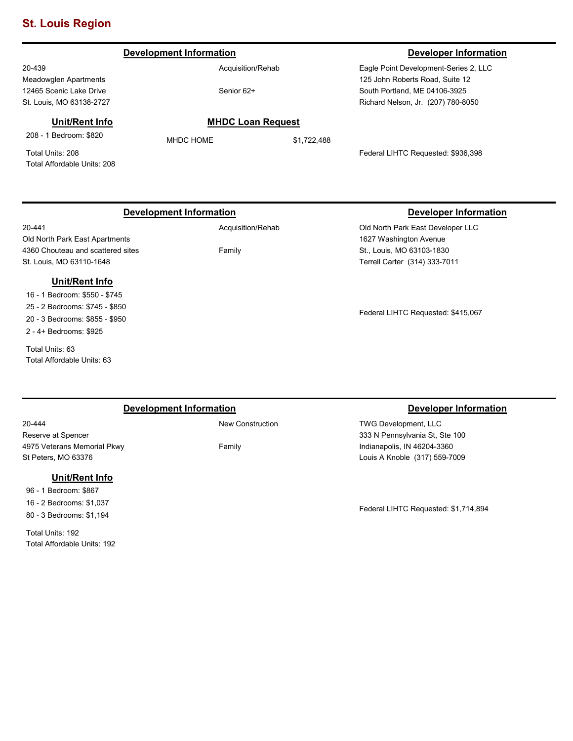# St. Louis Region

## Development Information

20-439
Meadowglen Apartments
12465 Scenic Lake Drive
St. Louis, MO 63138-2727

Acquisition/Rehab

Senior 62+

## Developer Information

Eagle Point Development-Series 2, LLC
125 John Roberts Road, Suite 12
South Portland, ME 04106-3925
Richard Nelson, Jr. (207) 780-8050

### Unit/Rent Info

208 - 1 Bedroom: $820

Total Units: 208
Total Affordable Units: 208

### MHDC Loan Request

MHDC HOME $1,722,488

Federal LIHTC Requested: $936,398

---

## Development Information

20-441
Old North Park East Apartments
4360 Chouteau and scattered sites
St. Louis, MO 63110-1648

Acquisition/Rehab

Family

## Developer Information

Old North Park East Developer LLC
1627 Washington Avenue
St., Louis, MO 63103-1830
Terrell Carter (314) 333-7011

### Unit/Rent Info

16 - 1 Bedroom: $550 - $745
25 - 2 Bedrooms: $745 - $850
20 - 3 Bedrooms: $855 - $950
2 - 4+ Bedrooms: $925

Total Units: 63
Total Affordable Units: 63

Federal LIHTC Requested: $415,067

---

## Development Information

20-444
Reserve at Spencer
4975 Veterans Memorial Pkwy
St Peters, MO 63376

New Construction

Family

## Developer Information

TWG Development, LLC
333 N Pennsylvania St, Ste 100
Indianapolis, IN 46204-3360
Louis A Knoble (317) 559-7009

### Unit/Rent Info

96 - 1 Bedroom: $867
16 - 2 Bedrooms: $1,037
80 - 3 Bedrooms: $1,194

Total Units: 192
Total Affordable Units: 192

Federal LIHTC Requested: $1,714,894